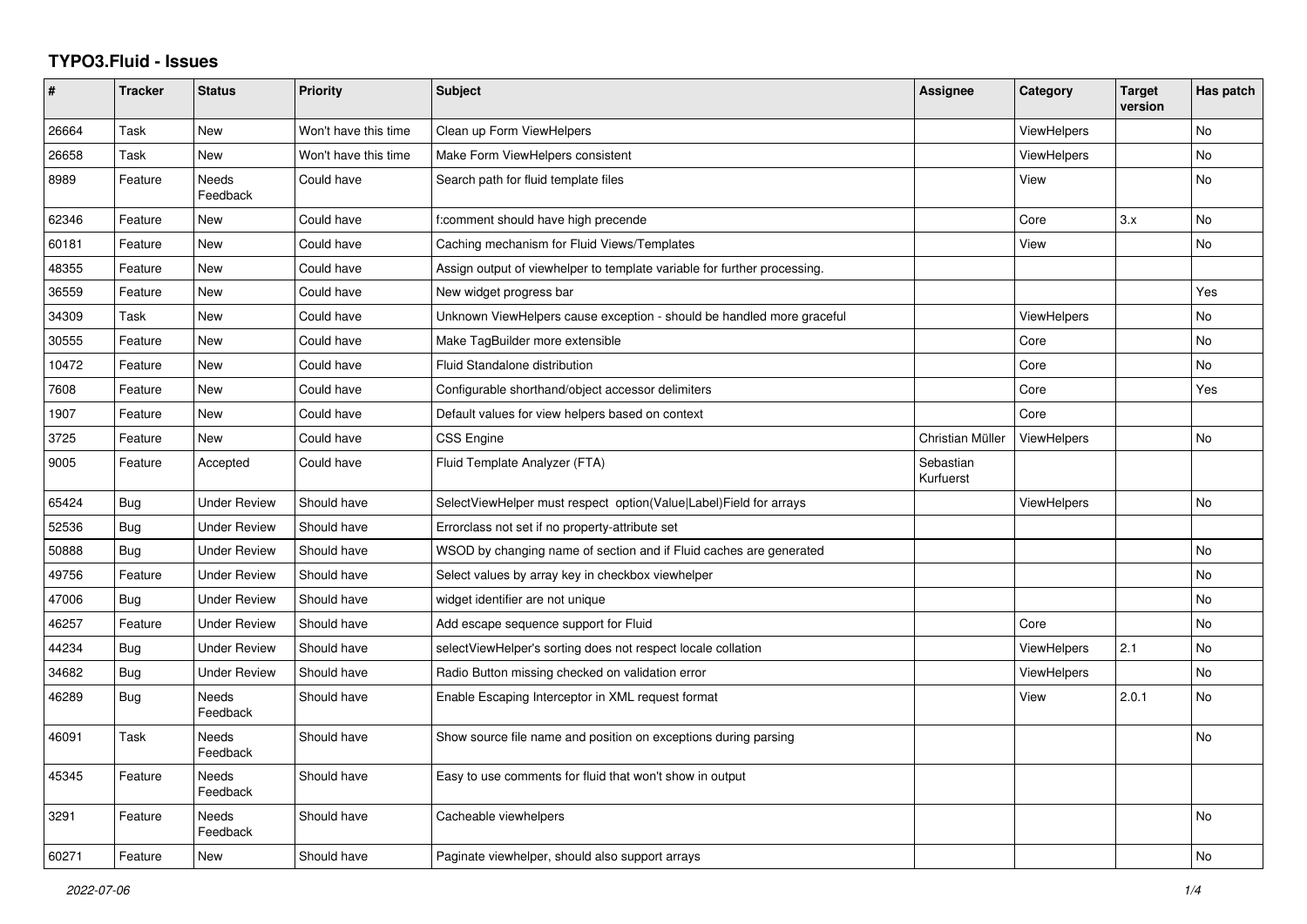# TYPO3.Fluid - Issues

| # | Tracker | Status | Priority | Subject | Assignee | Category | Target version | Has patch |
|---|---|---|---|---|---|---|---|---|
| 26664 | Task | New | Won't have this time | Clean up Form ViewHelpers | | ViewHelpers | | No |
| 26658 | Task | New | Won't have this time | Make Form ViewHelpers consistent | | ViewHelpers | | No |
| 8989 | Feature | Needs Feedback | Could have | Search path for fluid template files | | View | | No |
| 62346 | Feature | New | Could have | f:comment should have high precende | | Core | 3.x | No |
| 60181 | Feature | New | Could have | Caching mechanism for Fluid Views/Templates | | View | | No |
| 48355 | Feature | New | Could have | Assign output of viewhelper to template variable for further processing. | | | | |
| 36559 | Feature | New | Could have | New widget progress bar | | | | Yes |
| 34309 | Task | New | Could have | Unknown ViewHelpers cause exception - should be handled more graceful | | ViewHelpers | | No |
| 30555 | Feature | New | Could have | Make TagBuilder more extensible | | Core | | No |
| 10472 | Feature | New | Could have | Fluid Standalone distribution | | Core | | No |
| 7608 | Feature | New | Could have | Configurable shorthand/object accessor delimiters | | Core | | Yes |
| 1907 | Feature | New | Could have | Default values for view helpers based on context | | Core | | |
| 3725 | Feature | New | Could have | CSS Engine | Christian Müller | ViewHelpers | | No |
| 9005 | Feature | Accepted | Could have | Fluid Template Analyzer (FTA) | Sebastian Kurfuerst | | | |
| 65424 | Bug | Under Review | Should have | SelectViewHelper must respect option(Value\|Label)Field for arrays | | ViewHelpers | | No |
| 52536 | Bug | Under Review | Should have | Errorclass not set if no property-attribute set | | | | |
| 50888 | Bug | Under Review | Should have | WSOD by changing name of section and if Fluid caches are generated | | | | No |
| 49756 | Feature | Under Review | Should have | Select values by array key in checkbox viewhelper | | | | No |
| 47006 | Bug | Under Review | Should have | widget identifier are not unique | | | | No |
| 46257 | Feature | Under Review | Should have | Add escape sequence support for Fluid | | Core | | No |
| 44234 | Bug | Under Review | Should have | selectViewHelper's sorting does not respect locale collation | | ViewHelpers | 2.1 | No |
| 34682 | Bug | Under Review | Should have | Radio Button missing checked on validation error | | ViewHelpers | | No |
| 46289 | Bug | Needs Feedback | Should have | Enable Escaping Interceptor in XML request format | | View | 2.0.1 | No |
| 46091 | Task | Needs Feedback | Should have | Show source file name and position on exceptions during parsing | | | | No |
| 45345 | Feature | Needs Feedback | Should have | Easy to use comments for fluid that won't show in output | | | | |
| 3291 | Feature | Needs Feedback | Should have | Cacheable viewhelpers | | | | No |
| 60271 | Feature | New | Should have | Paginate viewhelper, should also support arrays | | | | No |

*2022-07-06*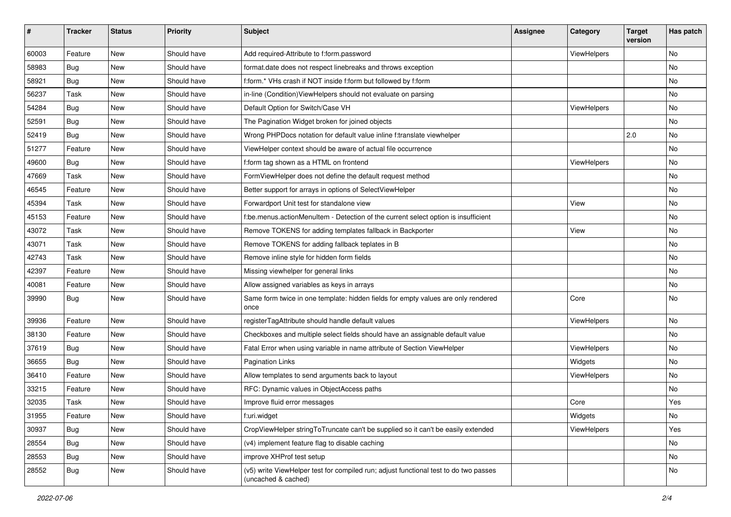| # | Tracker | Status | Priority | Subject | Assignee | Category | Target version | Has patch |
|---|---|---|---|---|---|---|---|---|
| 60003 | Feature | New | Should have | Add required-Attribute to f:form.password | | ViewHelpers | | No |
| 58983 | Bug | New | Should have | format.date does not respect linebreaks and throws exception | | | | No |
| 58921 | Bug | New | Should have | f:form.* VHs crash if NOT inside f:form but followed by f:form | | | | No |
| 56237 | Task | New | Should have | in-line (Condition)ViewHelpers should not evaluate on parsing | | | | No |
| 54284 | Bug | New | Should have | Default Option for Switch/Case VH | | ViewHelpers | | No |
| 52591 | Bug | New | Should have | The Pagination Widget broken for joined objects | | | | No |
| 52419 | Bug | New | Should have | Wrong PHPDocs notation for default value inline f:translate viewhelper | | | 2.0 | No |
| 51277 | Feature | New | Should have | ViewHelper context should be aware of actual file occurrence | | | | No |
| 49600 | Bug | New | Should have | f:form tag shown as a HTML on frontend | | ViewHelpers | | No |
| 47669 | Task | New | Should have | FormViewHelper does not define the default request method | | | | No |
| 46545 | Feature | New | Should have | Better support for arrays in options of SelectViewHelper | | | | No |
| 45394 | Task | New | Should have | Forwardport Unit test for standalone view | | View | | No |
| 45153 | Feature | New | Should have | f:be.menus.actionMenuItem - Detection of the current select option is insufficient | | | | No |
| 43072 | Task | New | Should have | Remove TOKENS for adding templates fallback in Backporter | | View | | No |
| 43071 | Task | New | Should have | Remove TOKENS for adding fallback teplates in B | | | | No |
| 42743 | Task | New | Should have | Remove inline style for hidden form fields | | | | No |
| 42397 | Feature | New | Should have | Missing viewhelper for general links | | | | No |
| 40081 | Feature | New | Should have | Allow assigned variables as keys in arrays | | | | No |
| 39990 | Bug | New | Should have | Same form twice in one template: hidden fields for empty values are only rendered once | | Core | | No |
| 39936 | Feature | New | Should have | registerTagAttribute should handle default values | | ViewHelpers | | No |
| 38130 | Feature | New | Should have | Checkboxes and multiple select fields should have an assignable default value | | | | No |
| 37619 | Bug | New | Should have | Fatal Error when using variable in name attribute of Section ViewHelper | | ViewHelpers | | No |
| 36655 | Bug | New | Should have | Pagination Links | | Widgets | | No |
| 36410 | Feature | New | Should have | Allow templates to send arguments back to layout | | ViewHelpers | | No |
| 33215 | Feature | New | Should have | RFC: Dynamic values in ObjectAccess paths | | | | No |
| 32035 | Task | New | Should have | Improve fluid error messages | | Core | | Yes |
| 31955 | Feature | New | Should have | f:uri.widget | | Widgets | | No |
| 30937 | Bug | New | Should have | CropViewHelper stringToTruncate can't be supplied so it can't be easily extended | | ViewHelpers | | Yes |
| 28554 | Bug | New | Should have | (v4) implement feature flag to disable caching | | | | No |
| 28553 | Bug | New | Should have | improve XHProf test setup | | | | No |
| 28552 | Bug | New | Should have | (v5) write ViewHelper test for compiled run; adjust functional test to do two passes (uncached & cached) | | | | No |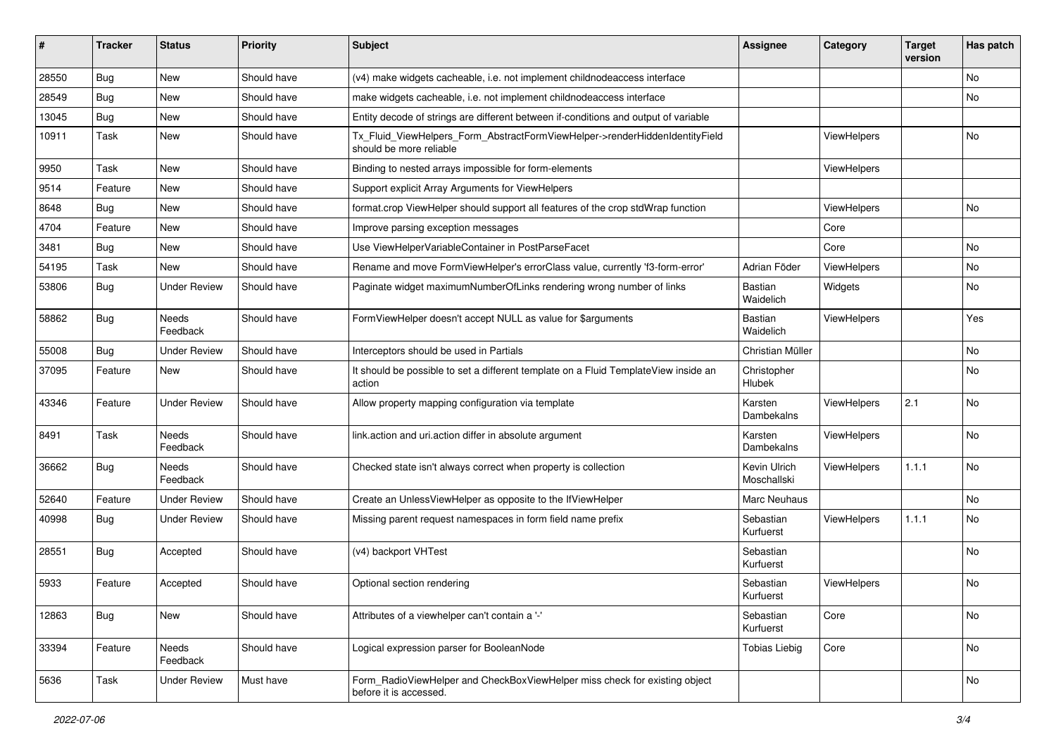| # | Tracker | Status | Priority | Subject | Assignee | Category | Target version | Has patch |
|---|---|---|---|---|---|---|---|---|
| 28550 | Bug | New | Should have | (v4) make widgets cacheable, i.e. not implement childnodeaccess interface | | | | No |
| 28549 | Bug | New | Should have | make widgets cacheable, i.e. not implement childnodeaccess interface | | | | No |
| 13045 | Bug | New | Should have | Entity decode of strings are different between if-conditions and output of variable | | | | |
| 10911 | Task | New | Should have | Tx_Fluid_ViewHelpers_Form_AbstractFormViewHelper->renderHiddenIdentityField should be more reliable | | ViewHelpers | | No |
| 9950 | Task | New | Should have | Binding to nested arrays impossible for form-elements | | ViewHelpers | | |
| 9514 | Feature | New | Should have | Support explicit Array Arguments for ViewHelpers | | | | |
| 8648 | Bug | New | Should have | format.crop ViewHelper should support all features of the crop stdWrap function | | ViewHelpers | | No |
| 4704 | Feature | New | Should have | Improve parsing exception messages | | Core | | |
| 3481 | Bug | New | Should have | Use ViewHelperVariableContainer in PostParseFacet | | Core | | No |
| 54195 | Task | New | Should have | Rename and move FormViewHelper's errorClass value, currently 'f3-form-error' | Adrian Föder | ViewHelpers | | No |
| 53806 | Bug | Under Review | Should have | Paginate widget maximumNumberOfLinks rendering wrong number of links | Bastian Waidelich | Widgets | | No |
| 58862 | Bug | Needs Feedback | Should have | FormViewHelper doesn't accept NULL as value for $arguments | Bastian Waidelich | ViewHelpers | | Yes |
| 55008 | Bug | Under Review | Should have | Interceptors should be used in Partials | Christian Müller | | | No |
| 37095 | Feature | New | Should have | It should be possible to set a different template on a Fluid TemplateView inside an action | Christopher Hlubek | | | No |
| 43346 | Feature | Under Review | Should have | Allow property mapping configuration via template | Karsten Dambekalns | ViewHelpers | 2.1 | No |
| 8491 | Task | Needs Feedback | Should have | link.action and uri.action differ in absolute argument | Karsten Dambekalns | ViewHelpers | | No |
| 36662 | Bug | Needs Feedback | Should have | Checked state isn't always correct when property is collection | Kevin Ulrich Moschallski | ViewHelpers | 1.1.1 | No |
| 52640 | Feature | Under Review | Should have | Create an UnlessViewHelper as opposite to the IfViewHelper | Marc Neuhaus | | | No |
| 40998 | Bug | Under Review | Should have | Missing parent request namespaces in form field name prefix | Sebastian Kurfuerst | ViewHelpers | 1.1.1 | No |
| 28551 | Bug | Accepted | Should have | (v4) backport VHTest | Sebastian Kurfuerst | | | No |
| 5933 | Feature | Accepted | Should have | Optional section rendering | Sebastian Kurfuerst | ViewHelpers | | No |
| 12863 | Bug | New | Should have | Attributes of a viewhelper can't contain a '-' | Sebastian Kurfuerst | Core | | No |
| 33394 | Feature | Needs Feedback | Should have | Logical expression parser for BooleanNode | Tobias Liebig | Core | | No |
| 5636 | Task | Under Review | Must have | Form_RadioViewHelper and CheckBoxViewHelper miss check for existing object before it is accessed. | | | | No |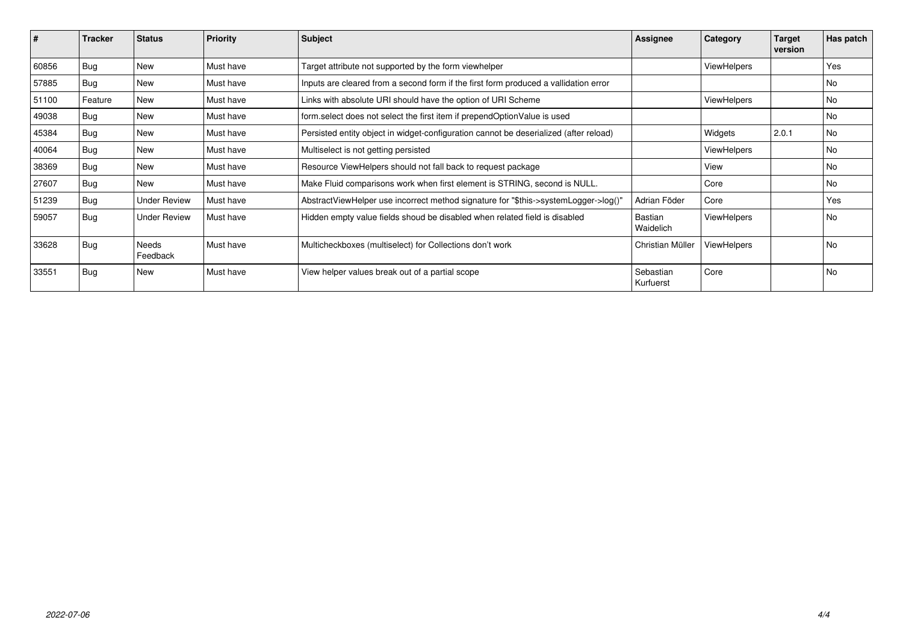| # | Tracker | Status | Priority | Subject | Assignee | Category | Target version | Has patch |
|---|---|---|---|---|---|---|---|---|
| 60856 | Bug | New | Must have | Target attribute not supported by the form viewhelper | | ViewHelpers | | Yes |
| 57885 | Bug | New | Must have | Inputs are cleared from a second form if the first form produced a vallidation error | | | | No |
| 51100 | Feature | New | Must have | Links with absolute URI should have the option of URI Scheme | | ViewHelpers | | No |
| 49038 | Bug | New | Must have | form.select does not select the first item if prependOptionValue is used | | | | No |
| 45384 | Bug | New | Must have | Persisted entity object in widget-configuration cannot be deserialized (after reload) | | Widgets | 2.0.1 | No |
| 40064 | Bug | New | Must have | Multiselect is not getting persisted | | ViewHelpers | | No |
| 38369 | Bug | New | Must have | Resource ViewHelpers should not fall back to request package | | View | | No |
| 27607 | Bug | New | Must have | Make Fluid comparisons work when first element is STRING, second is NULL. | | Core | | No |
| 51239 | Bug | Under Review | Must have | AbstractViewHelper use incorrect method signature for "$this->systemLogger->log()" | Adrian Föder | Core | | Yes |
| 59057 | Bug | Under Review | Must have | Hidden empty value fields shoud be disabled when related field is disabled | Bastian Waidelich | ViewHelpers | | No |
| 33628 | Bug | Needs Feedback | Must have | Multicheckboxes (multiselect) for Collections don't work | Christian Müller | ViewHelpers | | No |
| 33551 | Bug | New | Must have | View helper values break out of a partial scope | Sebastian Kurfuerst | Core | | No |

*2022-07-06*